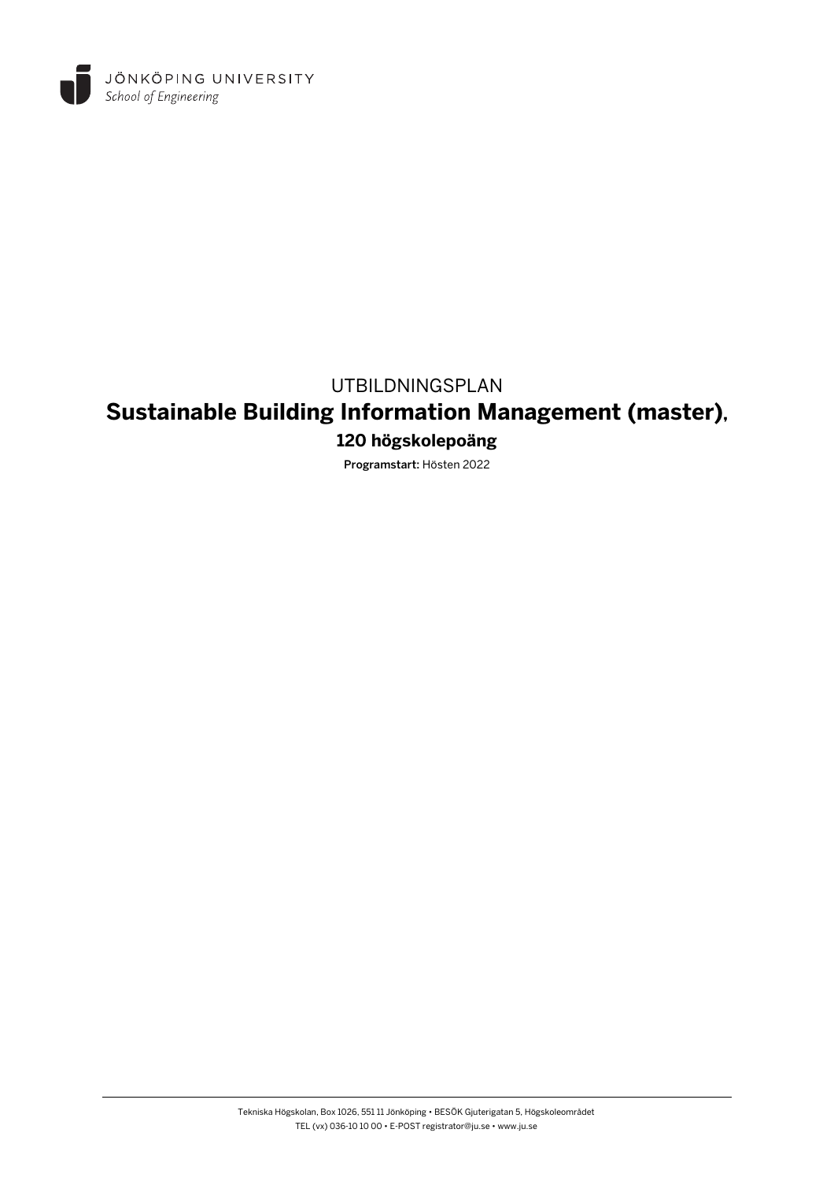JÖNKÖPING UNIVERSITY
*School of Engineering*

UTBILDNINGSPLAN

# Sustainable Building Information Management (master), 120 högskolepoäng

**Programstart:** Hösten 2022

Tekniska Högskolan, Box 1026, 551 11 Jönköping • BESÖK Gjuterigatan 5, Högskoleområdet
TEL (vx) 036-10 10 00 • E-POST registrator@ju.se • www.ju.se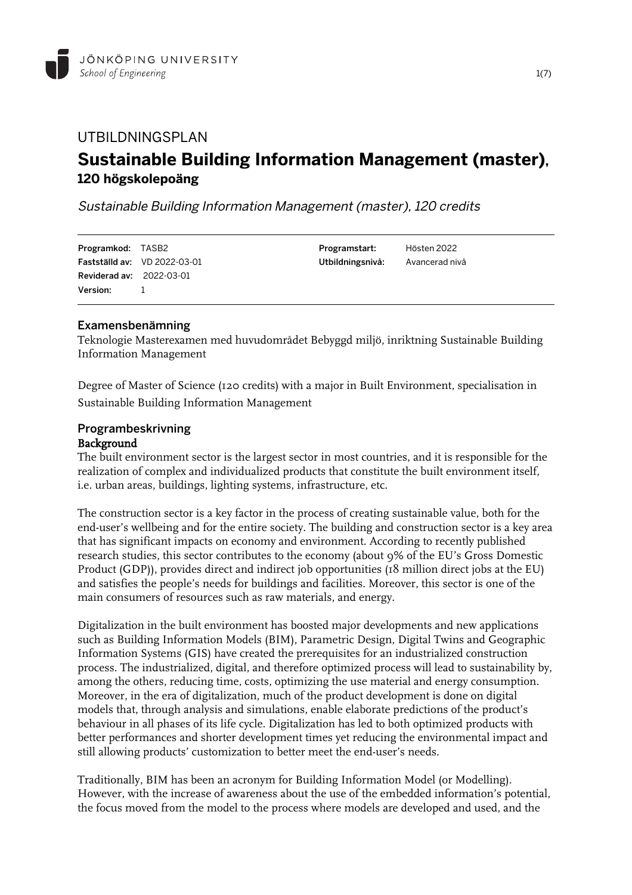# UTBILDNINGSPLAN

## Sustainable Building Information Management (master), 120 högskolepoäng

*Sustainable Building Information Management (master), 120 credits*

| | | | |
|---|---|---|---|
| **Programkod:** | TASB2 | **Programstart:** | Hösten 2022 |
| **Fastställd av:** | VD 2022-03-01 | **Utbildningsnivå:** | Avancerad nivå |
| **Reviderad av:** | 2022-03-01 | | |
| **Version:** | 1 | | |

### Examensbenämning

Teknologie Masterexamen med huvudområdet Bebyggd miljö, inriktning Sustainable Building Information Management

Degree of Master of Science (120 credits) with a major in Built Environment, specialisation in Sustainable Building Information Management

### Programbeskrivning

**Background**

The built environment sector is the largest sector in most countries, and it is responsible for the realization of complex and individualized products that constitute the built environment itself, i.e. urban areas, buildings, lighting systems, infrastructure, etc.

The construction sector is a key factor in the process of creating sustainable value, both for the end-user's wellbeing and for the entire society. The building and construction sector is a key area that has significant impacts on economy and environment. According to recently published research studies, this sector contributes to the economy (about 9% of the EU's Gross Domestic Product (GDP)), provides direct and indirect job opportunities (18 million direct jobs at the EU) and satisfies the people's needs for buildings and facilities. Moreover, this sector is one of the main consumers of resources such as raw materials, and energy.

Digitalization in the built environment has boosted major developments and new applications such as Building Information Models (BIM), Parametric Design, Digital Twins and Geographic Information Systems (GIS) have created the prerequisites for an industrialized construction process. The industrialized, digital, and therefore optimized process will lead to sustainability by, among the others, reducing time, costs, optimizing the use material and energy consumption. Moreover, in the era of digitalization, much of the product development is done on digital models that, through analysis and simulations, enable elaborate predictions of the product's behaviour in all phases of its life cycle. Digitalization has led to both optimized products with better performances and shorter development times yet reducing the environmental impact and still allowing products' customization to better meet the end-user's needs.

Traditionally, BIM has been an acronym for Building Information Model (or Modelling). However, with the increase of awareness about the use of the embedded information's potential, the focus moved from the model to the process where models are developed and used, and the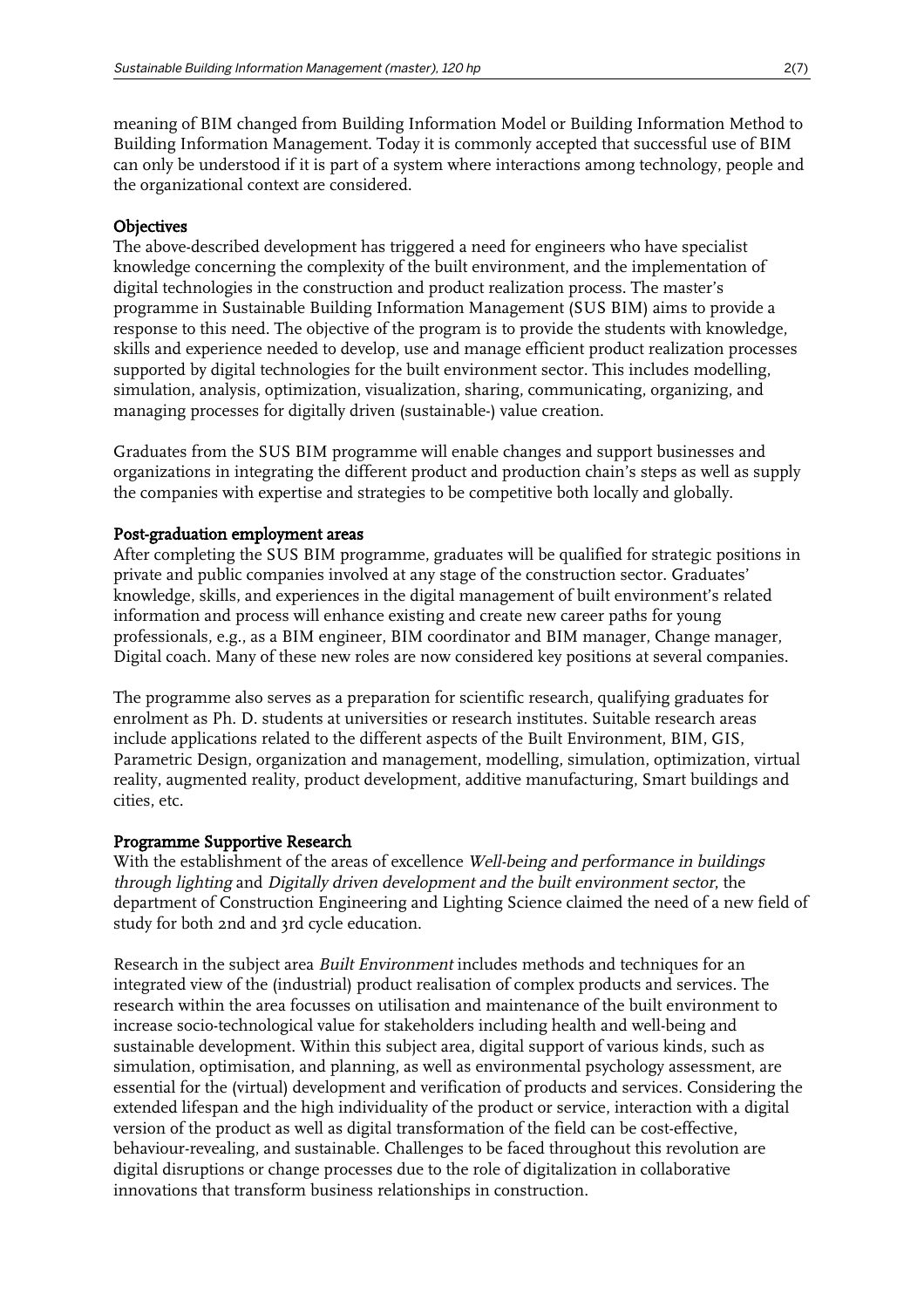meaning of BIM changed from Building Information Model or Building Information Method to Building Information Management. Today it is commonly accepted that successful use of BIM can only be understood if it is part of a system where interactions among technology, people and the organizational context are considered.

**Objectives**

The above-described development has triggered a need for engineers who have specialist knowledge concerning the complexity of the built environment, and the implementation of digital technologies in the construction and product realization process. The master's programme in Sustainable Building Information Management (SUS BIM) aims to provide a response to this need. The objective of the program is to provide the students with knowledge, skills and experience needed to develop, use and manage efficient product realization processes supported by digital technologies for the built environment sector. This includes modelling, simulation, analysis, optimization, visualization, sharing, communicating, organizing, and managing processes for digitally driven (sustainable-) value creation.

Graduates from the SUS BIM programme will enable changes and support businesses and organizations in integrating the different product and production chain's steps as well as supply the companies with expertise and strategies to be competitive both locally and globally.

**Post-graduation employment areas**

After completing the SUS BIM programme, graduates will be qualified for strategic positions in private and public companies involved at any stage of the construction sector. Graduates' knowledge, skills, and experiences in the digital management of built environment's related information and process will enhance existing and create new career paths for young professionals, e.g., as a BIM engineer, BIM coordinator and BIM manager, Change manager, Digital coach. Many of these new roles are now considered key positions at several companies.

The programme also serves as a preparation for scientific research, qualifying graduates for enrolment as Ph. D. students at universities or research institutes. Suitable research areas include applications related to the different aspects of the Built Environment, BIM, GIS, Parametric Design, organization and management, modelling, simulation, optimization, virtual reality, augmented reality, product development, additive manufacturing, Smart buildings and cities, etc.

**Programme Supportive Research**

With the establishment of the areas of excellence *Well-being and performance in buildings through lighting* and *Digitally driven development and the built environment sector*, the department of Construction Engineering and Lighting Science claimed the need of a new field of study for both 2nd and 3rd cycle education.

Research in the subject area *Built Environment* includes methods and techniques for an integrated view of the (industrial) product realisation of complex products and services. The research within the area focusses on utilisation and maintenance of the built environment to increase socio-technological value for stakeholders including health and well-being and sustainable development. Within this subject area, digital support of various kinds, such as simulation, optimisation, and planning, as well as environmental psychology assessment, are essential for the (virtual) development and verification of products and services. Considering the extended lifespan and the high individuality of the product or service, interaction with a digital version of the product as well as digital transformation of the field can be cost-effective, behaviour-revealing, and sustainable. Challenges to be faced throughout this revolution are digital disruptions or change processes due to the role of digitalization in collaborative innovations that transform business relationships in construction.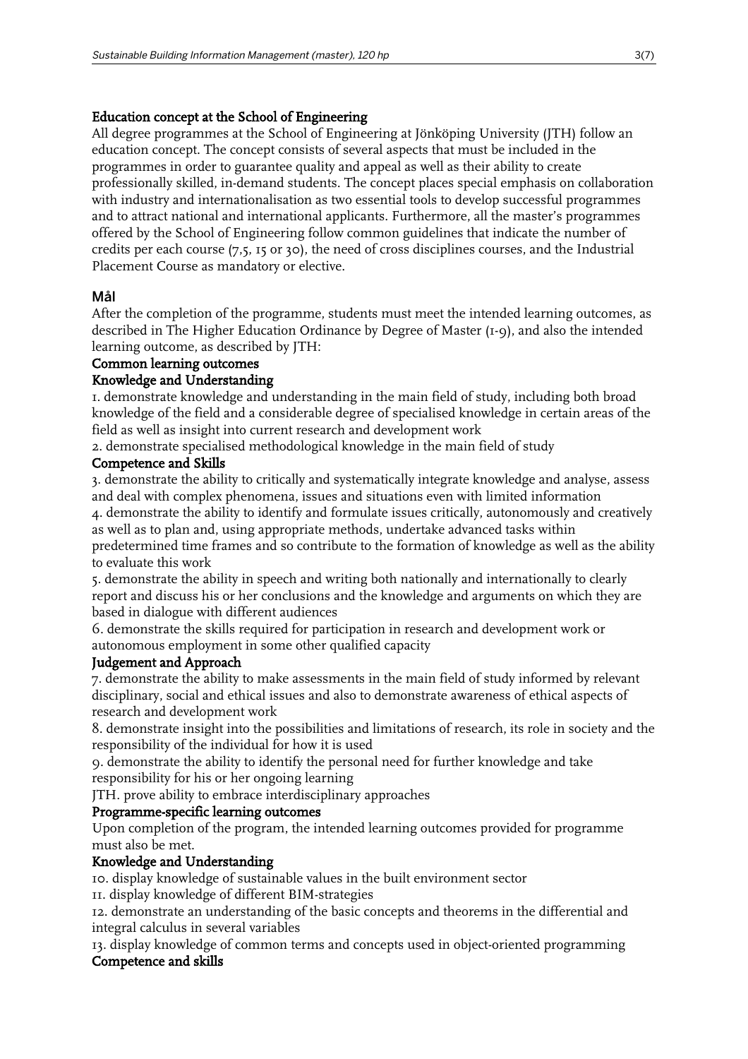### Education concept at the School of Engineering

All degree programmes at the School of Engineering at Jönköping University (JTH) follow an education concept. The concept consists of several aspects that must be included in the programmes in order to guarantee quality and appeal as well as their ability to create professionally skilled, in-demand students. The concept places special emphasis on collaboration with industry and internationalisation as two essential tools to develop successful programmes and to attract national and international applicants. Furthermore, all the master's programmes offered by the School of Engineering follow common guidelines that indicate the number of credits per each course (7,5, 15 or 30), the need of cross disciplines courses, and the Industrial Placement Course as mandatory or elective.

## Mål

After the completion of the programme, students must meet the intended learning outcomes, as described in The Higher Education Ordinance by Degree of Master (1-9), and also the intended learning outcome, as described by JTH:

### Common learning outcomes

#### Knowledge and Understanding

1. demonstrate knowledge and understanding in the main field of study, including both broad knowledge of the field and a considerable degree of specialised knowledge in certain areas of the field as well as insight into current research and development work
2. demonstrate specialised methodological knowledge in the main field of study

#### Competence and Skills

3. demonstrate the ability to critically and systematically integrate knowledge and analyse, assess and deal with complex phenomena, issues and situations even with limited information
4. demonstrate the ability to identify and formulate issues critically, autonomously and creatively as well as to plan and, using appropriate methods, undertake advanced tasks within predetermined time frames and so contribute to the formation of knowledge as well as the ability to evaluate this work
5. demonstrate the ability in speech and writing both nationally and internationally to clearly report and discuss his or her conclusions and the knowledge and arguments on which they are based in dialogue with different audiences
6. demonstrate the skills required for participation in research and development work or autonomous employment in some other qualified capacity

#### Judgement and Approach

7. demonstrate the ability to make assessments in the main field of study informed by relevant disciplinary, social and ethical issues and also to demonstrate awareness of ethical aspects of research and development work
8. demonstrate insight into the possibilities and limitations of research, its role in society and the responsibility of the individual for how it is used
9. demonstrate the ability to identify the personal need for further knowledge and take responsibility for his or her ongoing learning

JTH. prove ability to embrace interdisciplinary approaches

### Programme-specific learning outcomes

Upon completion of the program, the intended learning outcomes provided for programme must also be met.

#### Knowledge and Understanding

10. display knowledge of sustainable values in the built environment sector
11. display knowledge of different BIM-strategies
12. demonstrate an understanding of the basic concepts and theorems in the differential and integral calculus in several variables
13. display knowledge of common terms and concepts used in object-oriented programming

#### Competence and skills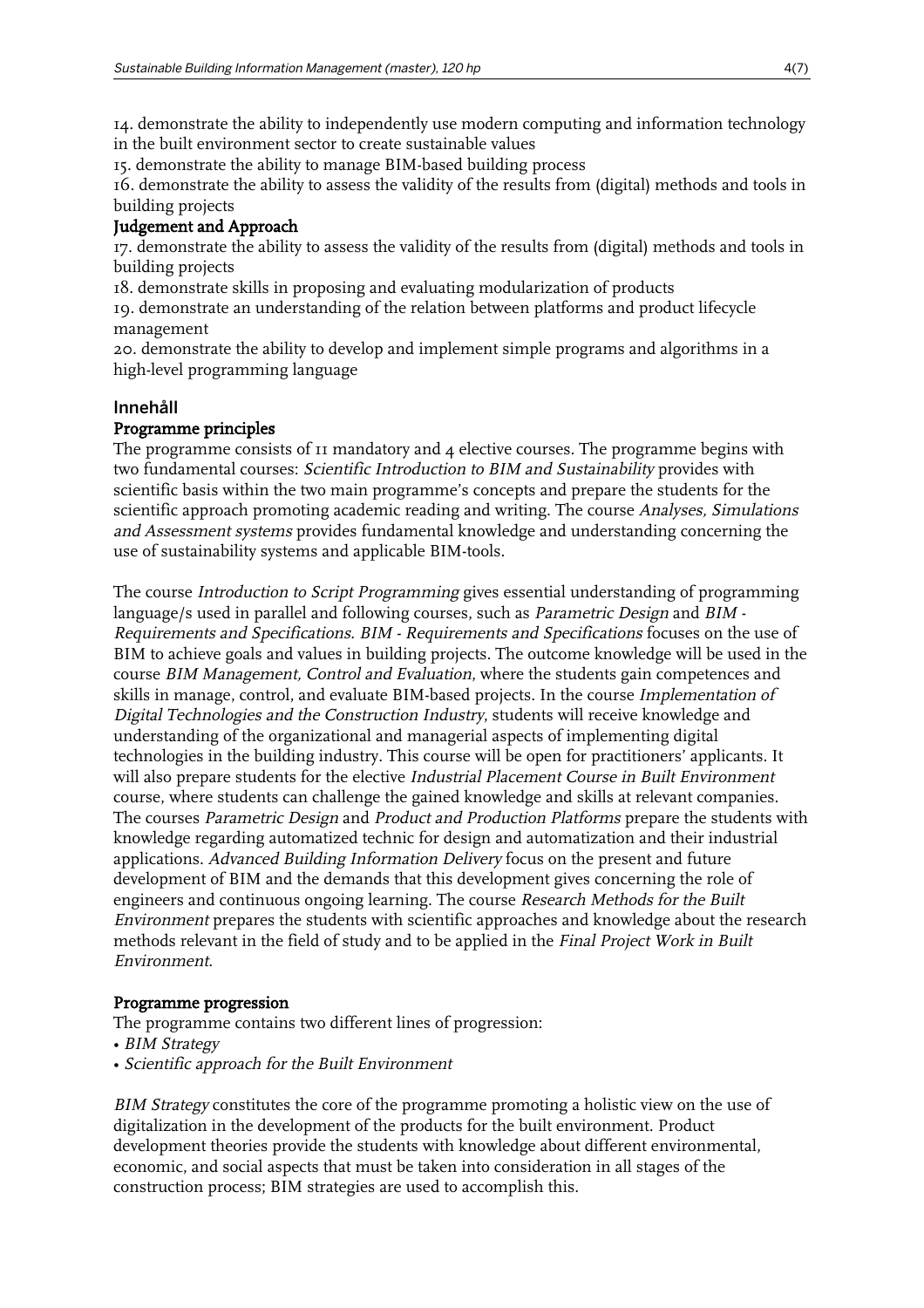14. demonstrate the ability to independently use modern computing and information technology in the built environment sector to create sustainable values

15. demonstrate the ability to manage BIM-based building process

16. demonstrate the ability to assess the validity of the results from (digital) methods and tools in building projects

**Judgement and Approach**

17. demonstrate the ability to assess the validity of the results from (digital) methods and tools in building projects

18. demonstrate skills in proposing and evaluating modularization of products

19. demonstrate an understanding of the relation between platforms and product lifecycle management

20. demonstrate the ability to develop and implement simple programs and algorithms in a high-level programming language

## Innehåll

**Programme principles**

The programme consists of 11 mandatory and 4 elective courses. The programme begins with two fundamental courses: *Scientific Introduction to BIM and Sustainability* provides with scientific basis within the two main programme's concepts and prepare the students for the scientific approach promoting academic reading and writing. The course *Analyses, Simulations and Assessment systems* provides fundamental knowledge and understanding concerning the use of sustainability systems and applicable BIM-tools.

The course *Introduction to Script Programming* gives essential understanding of programming language/s used in parallel and following courses, such as *Parametric Design* and *BIM - Requirements and Specifications*. *BIM - Requirements and Specifications* focuses on the use of BIM to achieve goals and values in building projects. The outcome knowledge will be used in the course *BIM Management, Control and Evaluation*, where the students gain competences and skills in manage, control, and evaluate BIM-based projects. In the course *Implementation of Digital Technologies and the Construction Industry*, students will receive knowledge and understanding of the organizational and managerial aspects of implementing digital technologies in the building industry. This course will be open for practitioners' applicants. It will also prepare students for the elective *Industrial Placement Course in Built Environment* course, where students can challenge the gained knowledge and skills at relevant companies. The courses *Parametric Design* and *Product and Production Platforms* prepare the students with knowledge regarding automatized technic for design and automatization and their industrial applications. *Advanced Building Information Delivery* focus on the present and future development of BIM and the demands that this development gives concerning the role of engineers and continuous ongoing learning. The course *Research Methods for the Built Environment* prepares the students with scientific approaches and knowledge about the research methods relevant in the field of study and to be applied in the *Final Project Work in Built Environment*.

**Programme progression**

The programme contains two different lines of progression:

- *BIM Strategy*
- *Scientific approach for the Built Environment*

*BIM Strategy* constitutes the core of the programme promoting a holistic view on the use of digitalization in the development of the products for the built environment. Product development theories provide the students with knowledge about different environmental, economic, and social aspects that must be taken into consideration in all stages of the construction process; BIM strategies are used to accomplish this.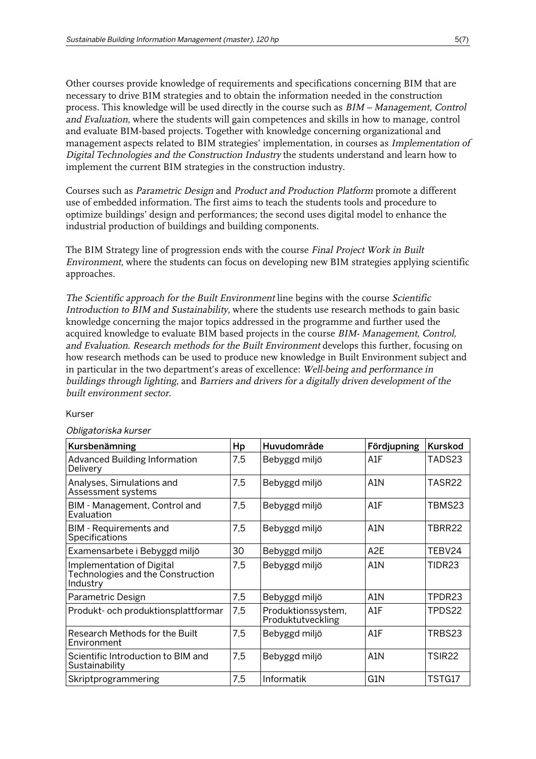Other courses provide knowledge of requirements and specifications concerning BIM that are necessary to drive BIM strategies and to obtain the information needed in the construction process. This knowledge will be used directly in the course such as *BIM – Management, Control and Evaluation*, where the students will gain competences and skills in how to manage, control and evaluate BIM-based projects. Together with knowledge concerning organizational and management aspects related to BIM strategies' implementation, in courses as *Implementation of Digital Technologies and the Construction Industry* the students understand and learn how to implement the current BIM strategies in the construction industry.

Courses such as *Parametric Design* and *Product and Production Platform* promote a different use of embedded information. The first aims to teach the students tools and procedure to optimize buildings' design and performances; the second uses digital model to enhance the industrial production of buildings and building components.

The BIM Strategy line of progression ends with the course *Final Project Work in Built Environment*, where the students can focus on developing new BIM strategies applying scientific approaches.

*The Scientific approach for the Built Environment* line begins with the course *Scientific Introduction to BIM and Sustainability*, where the students use research methods to gain basic knowledge concerning the major topics addressed in the programme and further used the acquired knowledge to evaluate BIM based projects in the course *BIM- Management, Control, and Evaluation*. *Research methods for the Built Environment* develops this further, focusing on how research methods can be used to produce new knowledge in Built Environment subject and in particular in the two department's areas of excellence: *Well-being and performance in buildings through lighting*, and *Barriers and drivers for a digitally driven development of the built environment sector*.

Kurser

*Obligatoriska kurser*

| Kursbenämning | Hp | Huvudområde | Fördjupning | Kurskod |
|---|---|---|---|---|
| Advanced Building Information Delivery | 7,5 | Bebyggd miljö | A1F | TADS23 |
| Analyses, Simulations and Assessment systems | 7,5 | Bebyggd miljö | A1N | TASR22 |
| BIM - Management, Control and Evaluation | 7,5 | Bebyggd miljö | A1F | TBMS23 |
| BIM - Requirements and Specifications | 7,5 | Bebyggd miljö | A1N | TBRR22 |
| Examensarbete i Bebyggd miljö | 30 | Bebyggd miljö | A2E | TEBV24 |
| Implementation of Digital Technologies and the Construction Industry | 7,5 | Bebyggd miljö | A1N | TIDR23 |
| Parametric Design | 7,5 | Bebyggd miljö | A1N | TPDR23 |
| Produkt- och produktionsplattformar | 7,5 | Produktionssystem, Produktutveckling | A1F | TPDS22 |
| Research Methods for the Built Environment | 7,5 | Bebyggd miljö | A1F | TRBS23 |
| Scientific Introduction to BIM and Sustainability | 7,5 | Bebyggd miljö | A1N | TSIR22 |
| Skriptprogrammering | 7,5 | Informatik | G1N | TSTG17 |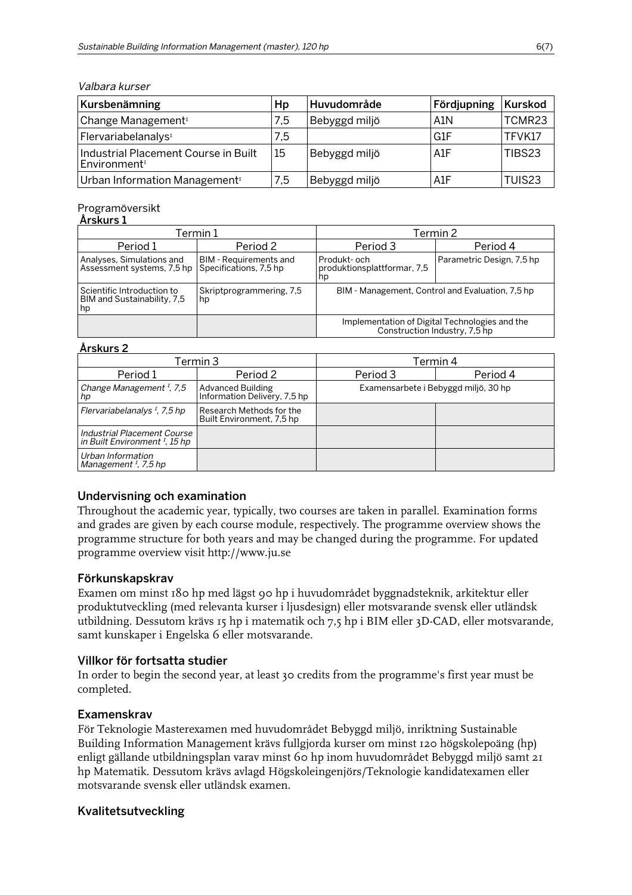*Valbara kurser*

| Kursbenämning | Hp | Huvudområde | Fördjupning | Kurskod |
|---|---|---|---|---|
| Change Management[I] | 7,5 | Bebyggd miljö | A1N | TCMR23 |
| Flervariabelanalys[I] | 7,5 | | G1F | TFVK17 |
| Industrial Placement Course in Built Environment[I] | 15 | Bebyggd miljö | A1F | TIBS23 |
| Urban Information Management[I] | 7,5 | Bebyggd miljö | A1F | TUIS23 |

Programöversikt

**Årskurs 1**

| Termin 1 | | Termin 2 | |
|---|---|---|---|
| Period 1 | Period 2 | Period 3 | Period 4 |
| Analyses, Simulations and Assessment systems, 7,5 hp | BIM - Requirements and Specifications, 7,5 hp | Produkt- och produktionsplattformar, 7,5 hp | Parametric Design, 7,5 hp |
| Scientific Introduction to BIM and Sustainability, 7,5 hp | Skriptprogrammering, 7,5 hp | BIM - Management, Control and Evaluation, 7,5 hp | |
| | | Implementation of Digital Technologies and the Construction Industry, 7,5 hp | |

**Årskurs 2**

| Termin 3 | | Termin 4 | |
|---|---|---|---|
| Period 1 | Period 2 | Period 3 | Period 4 |
| *Change Management [I], 7,5 hp* | Advanced Building Information Delivery, 7,5 hp | Examensarbete i Bebyggd miljö, 30 hp | |
| *Flervariabelanalys [I], 7,5 hp* | Research Methods for the Built Environment, 7,5 hp | | |
| *Industrial Placement Course in Built Environment [I], 15 hp* | | | |
| *Urban Information Management [I], 7,5 hp* | | | |

## Undervisning och examination

Throughout the academic year, typically, two courses are taken in parallel. Examination forms and grades are given by each course module, respectively. The programme overview shows the programme structure for both years and may be changed during the programme. For updated programme overview visit http://www.ju.se

## Förkunskapskrav

Examen om minst 180 hp med lägst 90 hp i huvudområdet byggnadsteknik, arkitektur eller produktutveckling (med relevanta kurser i ljusdesign) eller motsvarande svensk eller utländsk utbildning. Dessutom krävs 15 hp i matematik och 7,5 hp i BIM eller 3D-CAD, eller motsvarande, samt kunskaper i Engelska 6 eller motsvarande.

## Villkor för fortsatta studier

In order to begin the second year, at least 30 credits from the programme's first year must be completed.

## Examenskrav

För Teknologie Masterexamen med huvudområdet Bebyggd miljö, inriktning Sustainable Building Information Management krävs fullgjorda kurser om minst 120 högskolepoäng (hp) enligt gällande utbildningsplan varav minst 60 hp inom huvudområdet Bebyggd miljö samt 21 hp Matematik. Dessutom krävs avlagd Högskoleingenjörs/Teknologie kandidatexamen eller motsvarande svensk eller utländsk examen.

## Kvalitetsutveckling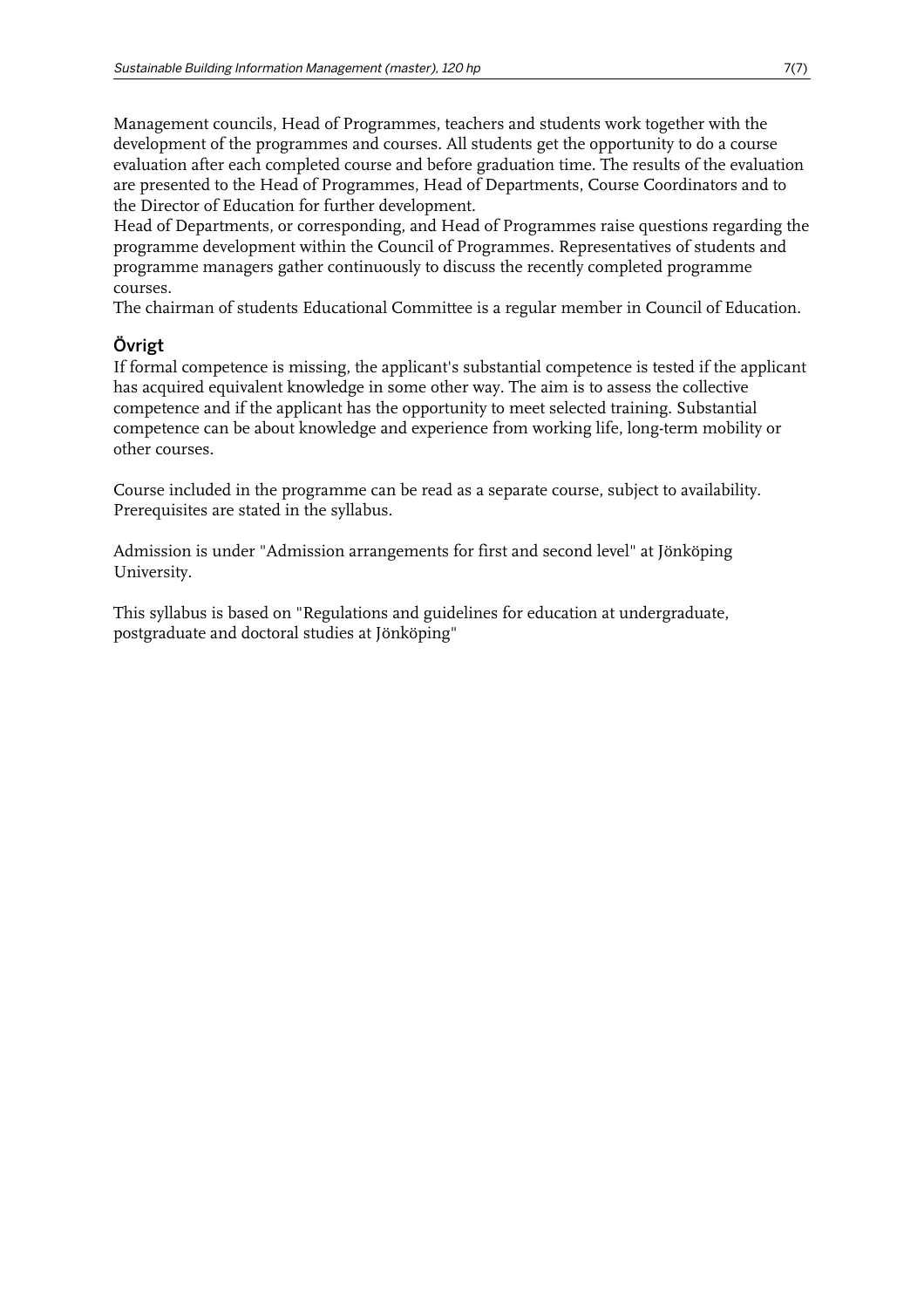Management councils, Head of Programmes, teachers and students work together with the development of the programmes and courses. All students get the opportunity to do a course evaluation after each completed course and before graduation time. The results of the evaluation are presented to the Head of Programmes, Head of Departments, Course Coordinators and to the Director of Education for further development.
Head of Departments, or corresponding, and Head of Programmes raise questions regarding the programme development within the Council of Programmes. Representatives of students and programme managers gather continuously to discuss the recently completed programme courses.
The chairman of students Educational Committee is a regular member in Council of Education.

## Övrigt

If formal competence is missing, the applicant's substantial competence is tested if the applicant has acquired equivalent knowledge in some other way. The aim is to assess the collective competence and if the applicant has the opportunity to meet selected training. Substantial competence can be about knowledge and experience from working life, long-term mobility or other courses.

Course included in the programme can be read as a separate course, subject to availability. Prerequisites are stated in the syllabus.

Admission is under "Admission arrangements for first and second level" at Jönköping University.

This syllabus is based on "Regulations and guidelines for education at undergraduate, postgraduate and doctoral studies at Jönköping"